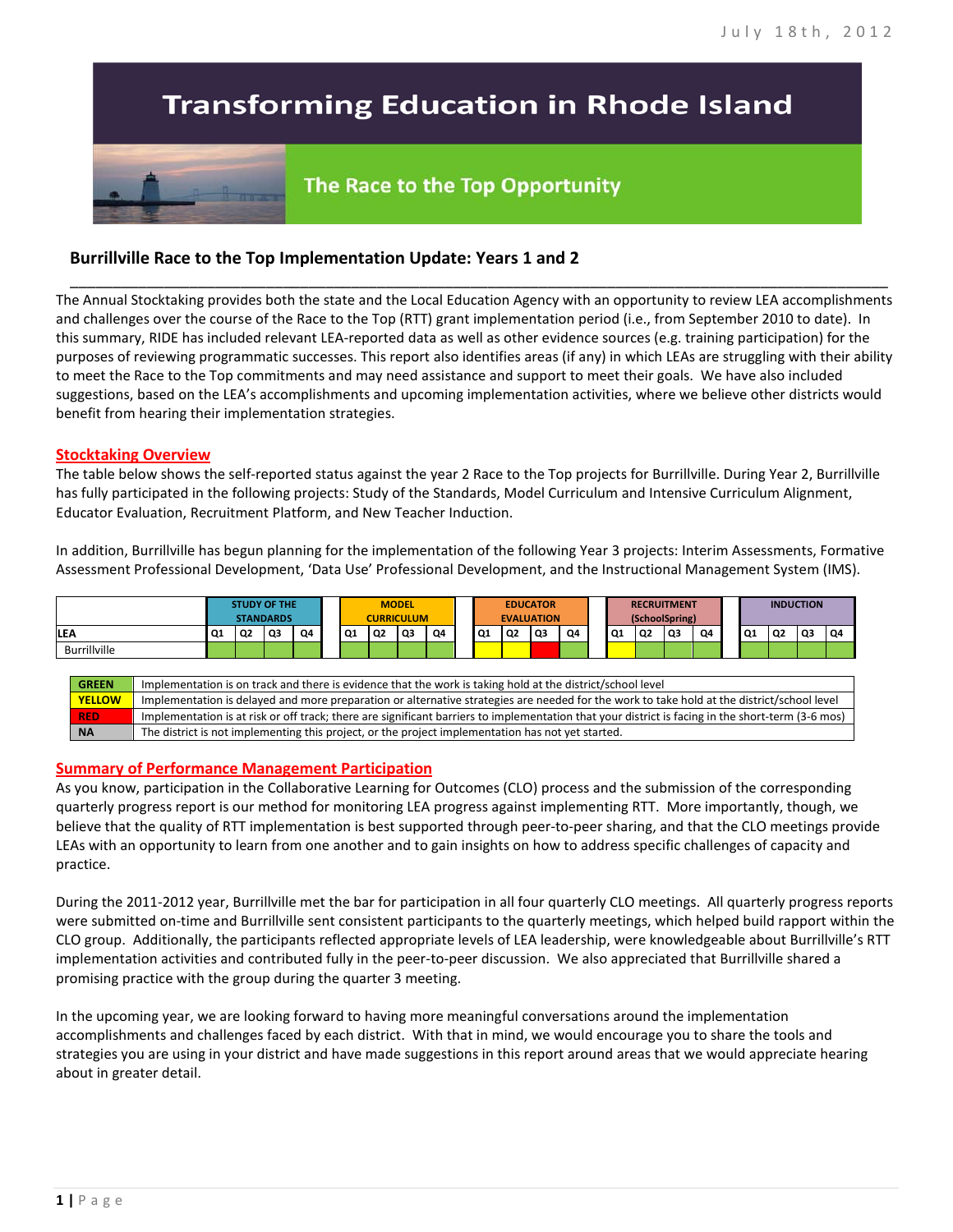July 18th, 2012

# Transforming Education in Rhode Island

## The Race to the Top Opportunity

### Burrillville Race to the Top Implementation Update: Years 1 and 2

The Annual Stocktaking provides both the state and the Local Education Agency with an opportunity to review LEA accomplishments and challenges over the course of the Race to the Top (RTT) grant implementation period (i.e., from September 2010 to date). In this summary, RIDE has included relevant LEA-reported data as well as other evidence sources (e.g. training participation) for the purposes of reviewing programmatic successes. This report also identifies areas (if any) in which LEAs are struggling with their ability to meet the Race to the Top commitments and may need assistance and support to meet their goals. We have also included suggestions, based on the LEA's accomplishments and upcoming implementation activities, where we believe other districts would benefit from hearing their implementation strategies.

#### Stocktaking Overview

The table below shows the self-reported status against the year 2 Race to the Top projects for Burrillville. During Year 2, Burrillville has fully participated in the following projects: Study of the Standards, Model Curriculum and Intensive Curriculum Alignment, Educator Evaluation, Recruitment Platform, and New Teacher Induction.

In addition, Burrillville has begun planning for the implementation of the following Year 3 projects: Interim Assessments, Formative Assessment Professional Development, 'Data Use' Professional Development, and the Instructional Management System (IMS).

| | STUDY OF THE STANDARDS | | | | MODEL CURRICULUM | | | | EDUCATOR EVALUATION | | | | RECRUITMENT (SchoolSpring) | | | | INDUCTION | | | |
|---|---|---|---|---|---|---|---|---|---|---|---|---|---|---|---|---|---|---|---|---|
| LEA | Q1 | Q2 | Q3 | Q4 | Q1 | Q2 | Q3 | Q4 | Q1 | Q2 | Q3 | Q4 | Q1 | Q2 | Q3 | Q4 | Q1 | Q2 | Q3 | Q4 |
| Burrillville | GREEN | GREEN | GREEN | GREEN | GREEN | GREEN | GREEN | GREEN | YELLOW | YELLOW | RED | GREEN | YELLOW | GREEN | GREEN | GREEN | GREEN | GREEN | GREEN | GREEN |

| | |
|---|---|
| GREEN | Implementation is on track and there is evidence that the work is taking hold at the district/school level |
| YELLOW | Implementation is delayed and more preparation or alternative strategies are needed for the work to take hold at the district/school level |
| RED | Implementation is at risk or off track; there are significant barriers to implementation that your district is facing in the short-term (3-6 mos) |
| NA | The district is not implementing this project, or the project implementation has not yet started. |

#### Summary of Performance Management Participation

As you know, participation in the Collaborative Learning for Outcomes (CLO) process and the submission of the corresponding quarterly progress report is our method for monitoring LEA progress against implementing RTT. More importantly, though, we believe that the quality of RTT implementation is best supported through peer-to-peer sharing, and that the CLO meetings provide LEAs with an opportunity to learn from one another and to gain insights on how to address specific challenges of capacity and practice.

During the 2011-2012 year, Burrillville met the bar for participation in all four quarterly CLO meetings. All quarterly progress reports were submitted on-time and Burrillville sent consistent participants to the quarterly meetings, which helped build rapport within the CLO group. Additionally, the participants reflected appropriate levels of LEA leadership, were knowledgeable about Burrillville's RTT implementation activities and contributed fully in the peer-to-peer discussion. We also appreciated that Burrillville shared a promising practice with the group during the quarter 3 meeting.

In the upcoming year, we are looking forward to having more meaningful conversations around the implementation accomplishments and challenges faced by each district. With that in mind, we would encourage you to share the tools and strategies you are using in your district and have made suggestions in this report around areas that we would appreciate hearing about in greater detail.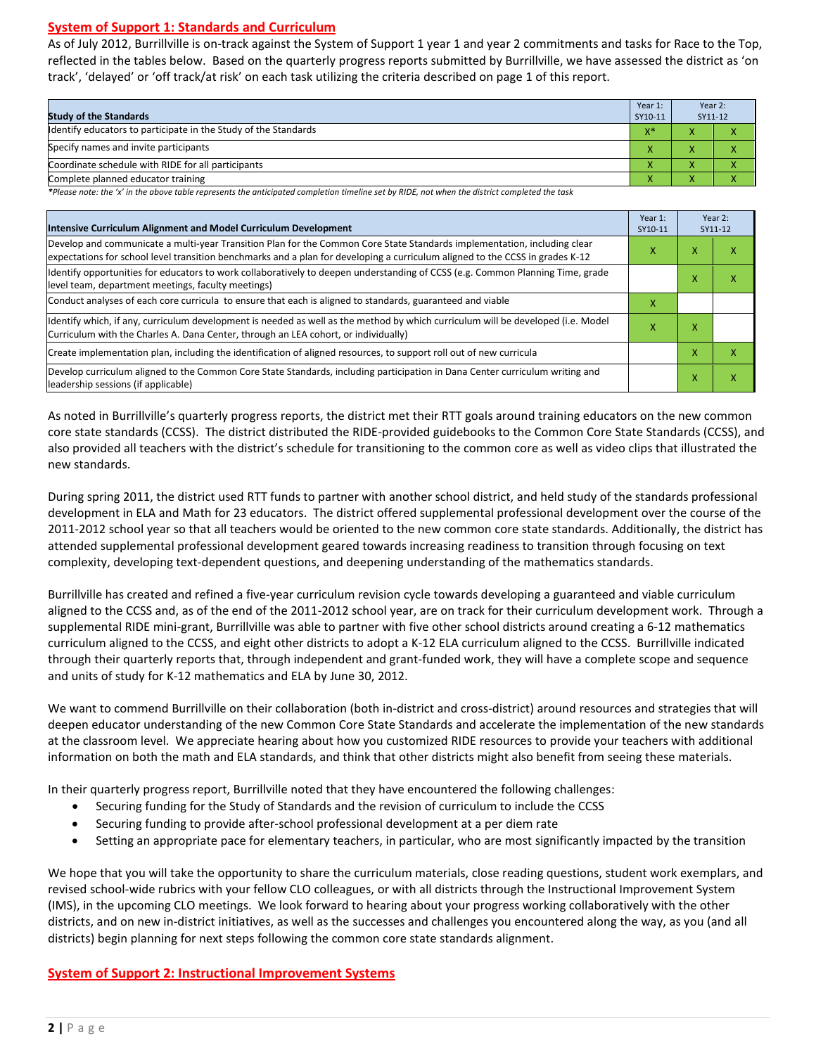## System of Support 1: Standards and Curriculum

As of July 2012, Burrillville is on-track against the System of Support 1 year 1 and year 2 commitments and tasks for Race to the Top, reflected in the tables below. Based on the quarterly progress reports submitted by Burrillville, we have assessed the district as 'on track', 'delayed' or 'off track/at risk' on each task utilizing the criteria described on page 1 of this report.

| Study of the Standards | Year 1: SY10-11 | Year 2: SY11-12 | |
|---|---|---|---|
| Identify educators to participate in the Study of the Standards | X* | X | X |
| Specify names and invite participants | X | X | X |
| Coordinate schedule with RIDE for all participants | X | X | X |
| Complete planned educator training | X | X | X |

*\*Please note: the 'x' in the above table represents the anticipated completion timeline set by RIDE, not when the district completed the task*

| Intensive Curriculum Alignment and Model Curriculum Development | Year 1: SY10-11 | Year 2: SY11-12 | |
|---|---|---|---|
| Develop and communicate a multi-year Transition Plan for the Common Core State Standards implementation, including clear expectations for school level transition benchmarks and a plan for developing a curriculum aligned to the CCSS in grades K-12 | X | X | X |
| Identify opportunities for educators to work collaboratively to deepen understanding of CCSS (e.g. Common Planning Time, grade level team, department meetings, faculty meetings) | | X | X |
| Conduct analyses of each core curricula to ensure that each is aligned to standards, guaranteed and viable | X | | |
| Identify which, if any, curriculum development is needed as well as the method by which curriculum will be developed (i.e. Model Curriculum with the Charles A. Dana Center, through an LEA cohort, or individually) | X | X | |
| Create implementation plan, including the identification of aligned resources, to support roll out of new curricula | | X | X |
| Develop curriculum aligned to the Common Core State Standards, including participation in Dana Center curriculum writing and leadership sessions (if applicable) | | X | X |

As noted in Burrillville's quarterly progress reports, the district met their RTT goals around training educators on the new common core state standards (CCSS). The district distributed the RIDE-provided guidebooks to the Common Core State Standards (CCSS), and also provided all teachers with the district's schedule for transitioning to the common core as well as video clips that illustrated the new standards.

During spring 2011, the district used RTT funds to partner with another school district, and held study of the standards professional development in ELA and Math for 23 educators. The district offered supplemental professional development over the course of the 2011-2012 school year so that all teachers would be oriented to the new common core state standards. Additionally, the district has attended supplemental professional development geared towards increasing readiness to transition through focusing on text complexity, developing text-dependent questions, and deepening understanding of the mathematics standards.

Burrillville has created and refined a five-year curriculum revision cycle towards developing a guaranteed and viable curriculum aligned to the CCSS and, as of the end of the 2011-2012 school year, are on track for their curriculum development work. Through a supplemental RIDE mini-grant, Burrillville was able to partner with five other school districts around creating a 6-12 mathematics curriculum aligned to the CCSS, and eight other districts to adopt a K-12 ELA curriculum aligned to the CCSS. Burrillville indicated through their quarterly reports that, through independent and grant-funded work, they will have a complete scope and sequence and units of study for K-12 mathematics and ELA by June 30, 2012.

We want to commend Burrillville on their collaboration (both in-district and cross-district) around resources and strategies that will deepen educator understanding of the new Common Core State Standards and accelerate the implementation of the new standards at the classroom level. We appreciate hearing about how you customized RIDE resources to provide your teachers with additional information on both the math and ELA standards, and think that other districts might also benefit from seeing these materials.

In their quarterly progress report, Burrillville noted that they have encountered the following challenges:

- Securing funding for the Study of Standards and the revision of curriculum to include the CCSS
- Securing funding to provide after-school professional development at a per diem rate
- Setting an appropriate pace for elementary teachers, in particular, who are most significantly impacted by the transition

We hope that you will take the opportunity to share the curriculum materials, close reading questions, student work exemplars, and revised school-wide rubrics with your fellow CLO colleagues, or with all districts through the Instructional Improvement System (IMS), in the upcoming CLO meetings. We look forward to hearing about your progress working collaboratively with the other districts, and on new in-district initiatives, as well as the successes and challenges you encountered along the way, as you (and all districts) begin planning for next steps following the common core state standards alignment.

## System of Support 2: Instructional Improvement Systems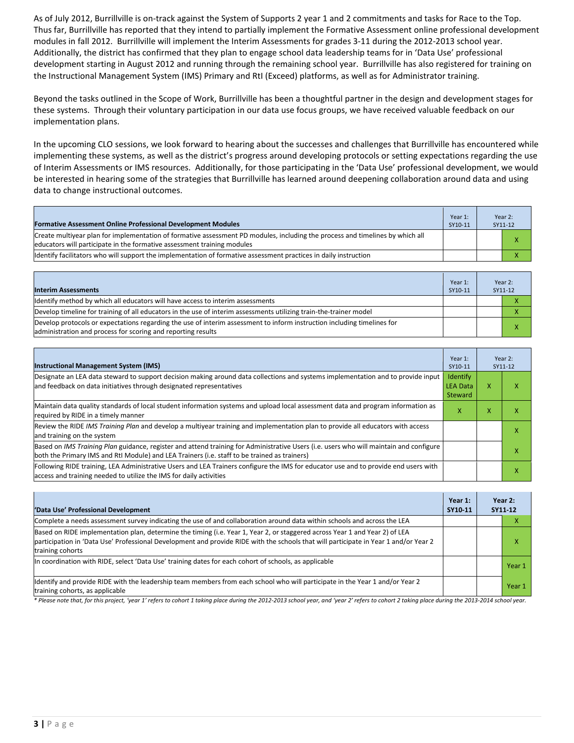As of July 2012, Burrillville is on-track against the System of Supports 2 year 1 and 2 commitments and tasks for Race to the Top. Thus far, Burrillville has reported that they intend to partially implement the Formative Assessment online professional development modules in fall 2012. Burrillville will implement the Interim Assessments for grades 3-11 during the 2012-2013 school year. Additionally, the district has confirmed that they plan to engage school data leadership teams for in 'Data Use' professional development starting in August 2012 and running through the remaining school year. Burrillville has also registered for training on the Instructional Management System (IMS) Primary and RtI (Exceed) platforms, as well as for Administrator training.

Beyond the tasks outlined in the Scope of Work, Burrillville has been a thoughtful partner in the design and development stages for these systems. Through their voluntary participation in our data use focus groups, we have received valuable feedback on our implementation plans.

In the upcoming CLO sessions, we look forward to hearing about the successes and challenges that Burrillville has encountered while implementing these systems, as well as the district's progress around developing protocols or setting expectations regarding the use of Interim Assessments or IMS resources. Additionally, for those participating in the 'Data Use' professional development, we would be interested in hearing some of the strategies that Burrillville has learned around deepening collaboration around data and using data to change instructional outcomes.

| **Formative Assessment Online Professional Development Modules** | Year 1: SY10-11 | Year 2: SY11-12 | |
|---|---|---|---|
| Create multiyear plan for implementation of formative assessment PD modules, including the process and timelines by which all educators will participate in the formative assessment training modules | | | X |
| Identify facilitators who will support the implementation of formative assessment practices in daily instruction | | | X |

| **Interim Assessments** | Year 1: SY10-11 | Year 2: SY11-12 | |
|---|---|---|---|
| Identify method by which all educators will have access to interim assessments | | | X |
| Develop timeline for training of all educators in the use of interim assessments utilizing train-the-trainer model | | | X |
| Develop protocols or expectations regarding the use of interim assessment to inform instruction including timelines for administration and process for scoring and reporting results | | | X |

| **Instructional Management System (IMS)** | Year 1: SY10-11 | Year 2: SY11-12 | |
|---|---|---|---|
| Designate an LEA data steward to support decision making around data collections and systems implementation and to provide input and feedback on data initiatives through designated representatives | Identify LEA Data Steward | X | X |
| Maintain data quality standards of local student information systems and upload local assessment data and program information as required by RIDE in a timely manner | X | X | X |
| Review the RIDE *IMS Training Plan* and develop a multiyear training and implementation plan to provide all educators with access and training on the system | | | X |
| Based on *IMS Training Plan* guidance, register and attend training for Administrative Users (i.e. users who will maintain and configure both the Primary IMS and RtI Module) and LEA Trainers (i.e. staff to be trained as trainers) | | | X |
| Following RIDE training, LEA Administrative Users and LEA Trainers configure the IMS for educator use and to provide end users with access and training needed to utilize the IMS for daily activities | | | X |

| **'Data Use' Professional Development** | **Year 1: SY10-11** | **Year 2: SY11-12** | |
|---|---|---|---|
| Complete a needs assessment survey indicating the use of and collaboration around data within schools and across the LEA | | | X |
| Based on RIDE implementation plan, determine the timing (i.e. Year 1, Year 2, or staggered across Year 1 and Year 2) of LEA participation in 'Data Use' Professional Development and provide RIDE with the schools that will participate in Year 1 and/or Year 2 training cohorts | | | X |
| In coordination with RIDE, select 'Data Use' training dates for each cohort of schools, as applicable | | | Year 1 |
| Identify and provide RIDE with the leadership team members from each school who will participate in the Year 1 and/or Year 2 training cohorts, as applicable | | | Year 1 |

*\* Please note that, for this project, 'year 1' refers to cohort 1 taking place during the 2012-2013 school year, and 'year 2' refers to cohort 2 taking place during the 2013-2014 school year.*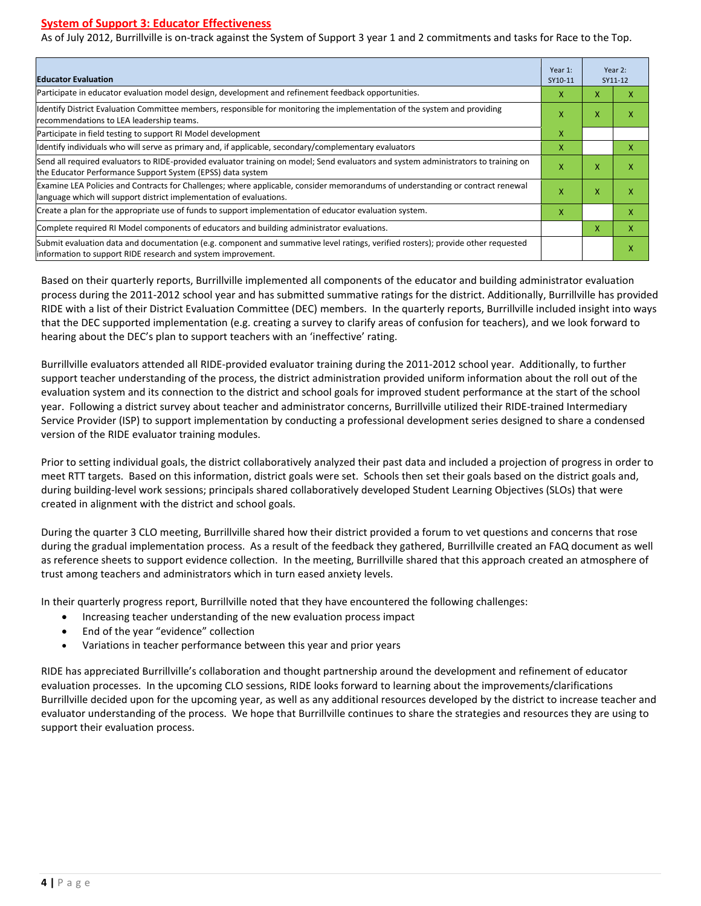## System of Support 3: Educator Effectiveness

As of July 2012, Burrillville is on-track against the System of Support 3 year 1 and 2 commitments and tasks for Race to the Top.

| Educator Evaluation | Year 1: SY10-11 | Year 2: SY11-12 | |
|---|---|---|---|
| Participate in educator evaluation model design, development and refinement feedback opportunities. | X | X | X |
| Identify District Evaluation Committee members, responsible for monitoring the implementation of the system and providing recommendations to LEA leadership teams. | X | X | X |
| Participate in field testing to support RI Model development | X | | |
| Identify individuals who will serve as primary and, if applicable, secondary/complementary evaluators | X | | X |
| Send all required evaluators to RIDE-provided evaluator training on model; Send evaluators and system administrators to training on the Educator Performance Support System (EPSS) data system | X | X | X |
| Examine LEA Policies and Contracts for Challenges; where applicable, consider memorandums of understanding or contract renewal language which will support district implementation of evaluations. | X | X | X |
| Create a plan for the appropriate use of funds to support implementation of educator evaluation system. | X | | X |
| Complete required RI Model components of educators and building administrator evaluations. | | X | X |
| Submit evaluation data and documentation (e.g. component and summative level ratings, verified rosters); provide other requested information to support RIDE research and system improvement. | | | X |

Based on their quarterly reports, Burrillville implemented all components of the educator and building administrator evaluation process during the 2011-2012 school year and has submitted summative ratings for the district. Additionally, Burrillville has provided RIDE with a list of their District Evaluation Committee (DEC) members. In the quarterly reports, Burrillville included insight into ways that the DEC supported implementation (e.g. creating a survey to clarify areas of confusion for teachers), and we look forward to hearing about the DEC's plan to support teachers with an 'ineffective' rating.

Burrillville evaluators attended all RIDE-provided evaluator training during the 2011-2012 school year. Additionally, to further support teacher understanding of the process, the district administration provided uniform information about the roll out of the evaluation system and its connection to the district and school goals for improved student performance at the start of the school year. Following a district survey about teacher and administrator concerns, Burrillville utilized their RIDE-trained Intermediary Service Provider (ISP) to support implementation by conducting a professional development series designed to share a condensed version of the RIDE evaluator training modules.

Prior to setting individual goals, the district collaboratively analyzed their past data and included a projection of progress in order to meet RTT targets. Based on this information, district goals were set. Schools then set their goals based on the district goals and, during building-level work sessions; principals shared collaboratively developed Student Learning Objectives (SLOs) that were created in alignment with the district and school goals.

During the quarter 3 CLO meeting, Burrillville shared how their district provided a forum to vet questions and concerns that rose during the gradual implementation process. As a result of the feedback they gathered, Burrillville created an FAQ document as well as reference sheets to support evidence collection. In the meeting, Burrillville shared that this approach created an atmosphere of trust among teachers and administrators which in turn eased anxiety levels.

In their quarterly progress report, Burrillville noted that they have encountered the following challenges:

- Increasing teacher understanding of the new evaluation process impact
- End of the year "evidence" collection
- Variations in teacher performance between this year and prior years

RIDE has appreciated Burrillville's collaboration and thought partnership around the development and refinement of educator evaluation processes. In the upcoming CLO sessions, RIDE looks forward to learning about the improvements/clarifications Burrillville decided upon for the upcoming year, as well as any additional resources developed by the district to increase teacher and evaluator understanding of the process. We hope that Burrillville continues to share the strategies and resources they are using to support their evaluation process.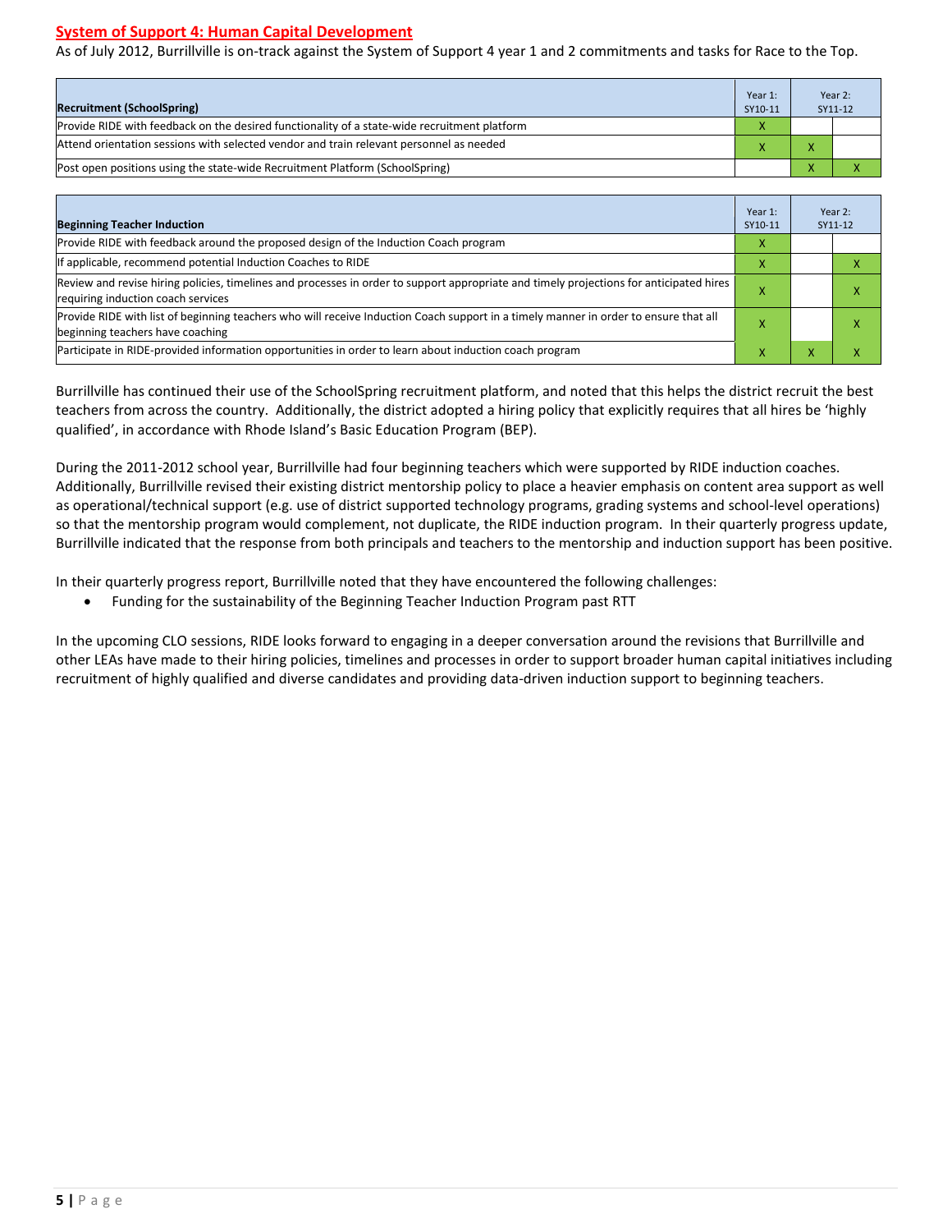## System of Support 4: Human Capital Development

As of July 2012, Burrillville is on-track against the System of Support 4 year 1 and 2 commitments and tasks for Race to the Top.

| Recruitment (SchoolSpring) | Year 1: SY10-11 | Year 2: SY11-12 | |
|---|---|---|---|
| Provide RIDE with feedback on the desired functionality of a state-wide recruitment platform | X | | |
| Attend orientation sessions with selected vendor and train relevant personnel as needed | X | X | |
| Post open positions using the state-wide Recruitment Platform (SchoolSpring) | | X | X |

| Beginning Teacher Induction | Year 1: SY10-11 | Year 2: SY11-12 | |
|---|---|---|---|
| Provide RIDE with feedback around the proposed design of the Induction Coach program | X | | |
| If applicable, recommend potential Induction Coaches to RIDE | X | | X |
| Review and revise hiring policies, timelines and processes in order to support appropriate and timely projections for anticipated hires requiring induction coach services | X | | X |
| Provide RIDE with list of beginning teachers who will receive Induction Coach support in a timely manner in order to ensure that all beginning teachers have coaching | X | | X |
| Participate in RIDE-provided information opportunities in order to learn about induction coach program | X | X | X |

Burrillville has continued their use of the SchoolSpring recruitment platform, and noted that this helps the district recruit the best teachers from across the country. Additionally, the district adopted a hiring policy that explicitly requires that all hires be 'highly qualified', in accordance with Rhode Island's Basic Education Program (BEP).

During the 2011-2012 school year, Burrillville had four beginning teachers which were supported by RIDE induction coaches. Additionally, Burrillville revised their existing district mentorship policy to place a heavier emphasis on content area support as well as operational/technical support (e.g. use of district supported technology programs, grading systems and school-level operations) so that the mentorship program would complement, not duplicate, the RIDE induction program. In their quarterly progress update, Burrillville indicated that the response from both principals and teachers to the mentorship and induction support has been positive.

In their quarterly progress report, Burrillville noted that they have encountered the following challenges:

- Funding for the sustainability of the Beginning Teacher Induction Program past RTT

In the upcoming CLO sessions, RIDE looks forward to engaging in a deeper conversation around the revisions that Burrillville and other LEAs have made to their hiring policies, timelines and processes in order to support broader human capital initiatives including recruitment of highly qualified and diverse candidates and providing data-driven induction support to beginning teachers.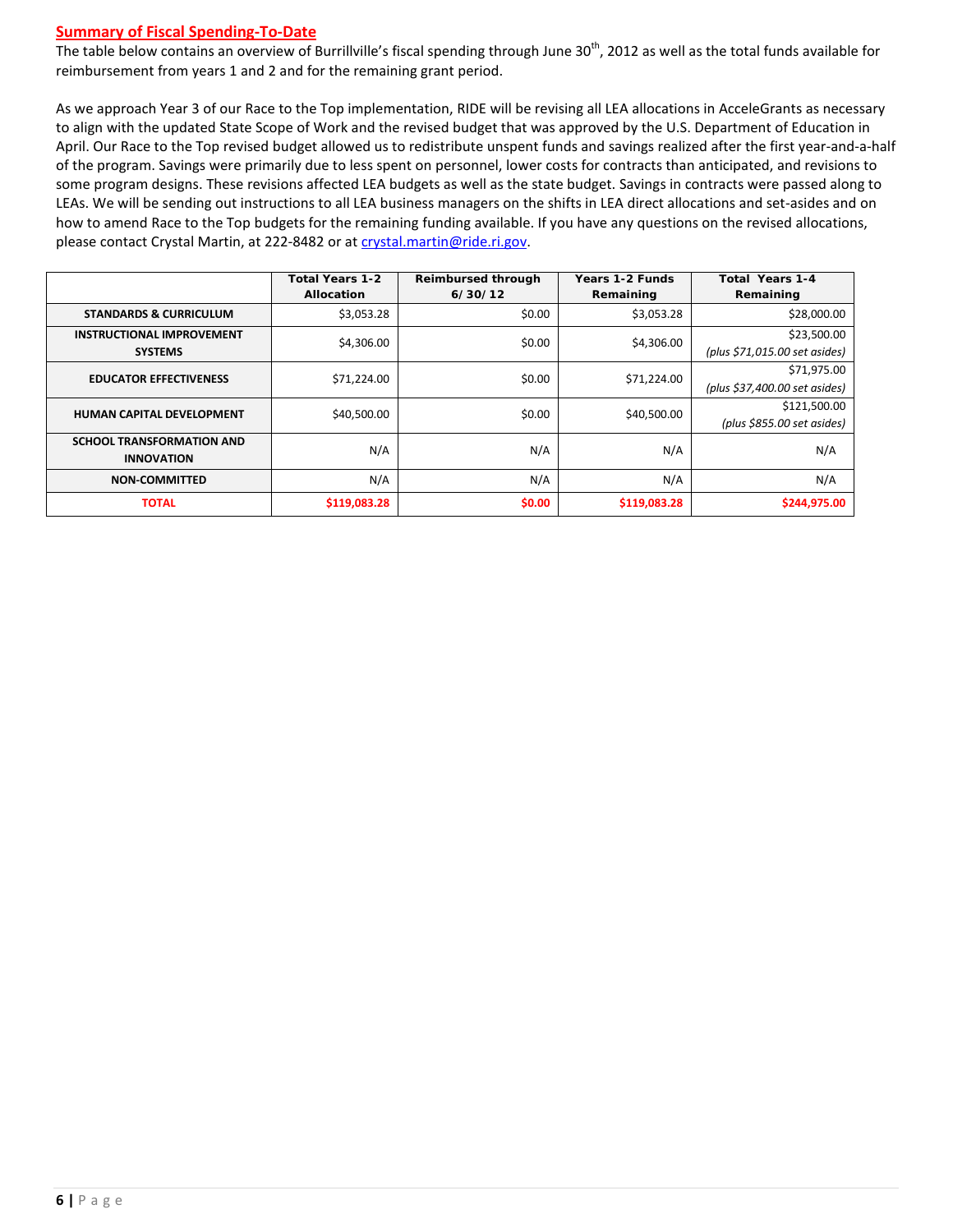## Summary of Fiscal Spending-To-Date

The table below contains an overview of Burrillville's fiscal spending through June 30th, 2012 as well as the total funds available for reimbursement from years 1 and 2 and for the remaining grant period.

As we approach Year 3 of our Race to the Top implementation, RIDE will be revising all LEA allocations in AcceleGrants as necessary to align with the updated State Scope of Work and the revised budget that was approved by the U.S. Department of Education in April. Our Race to the Top revised budget allowed us to redistribute unspent funds and savings realized after the first year-and-a-half of the program. Savings were primarily due to less spent on personnel, lower costs for contracts than anticipated, and revisions to some program designs. These revisions affected LEA budgets as well as the state budget. Savings in contracts were passed along to LEAs. We will be sending out instructions to all LEA business managers on the shifts in LEA direct allocations and set-asides and on how to amend Race to the Top budgets for the remaining funding available. If you have any questions on the revised allocations, please contact Crystal Martin, at 222-8482 or at crystal.martin@ride.ri.gov.

| | Total Years 1-2 Allocation | Reimbursed through 6/30/12 | Years 1-2 Funds Remaining | Total Years 1-4 Remaining |
|---|---|---|---|---|
| STANDARDS & CURRICULUM | $3,053.28 | $0.00 | $3,053.28 | $28,000.00 |
| INSTRUCTIONAL IMPROVEMENT SYSTEMS | $4,306.00 | $0.00 | $4,306.00 | $23,500.00 *(plus $71,015.00 set asides)* |
| EDUCATOR EFFECTIVENESS | $71,224.00 | $0.00 | $71,224.00 | $71,975.00 *(plus $37,400.00 set asides)* |
| HUMAN CAPITAL DEVELOPMENT | $40,500.00 | $0.00 | $40,500.00 | $121,500.00 *(plus $855.00 set asides)* |
| SCHOOL TRANSFORMATION AND INNOVATION | N/A | N/A | N/A | N/A |
| NON-COMMITTED | N/A | N/A | N/A | N/A |
| **TOTAL** | **$119,083.28** | **$0.00** | **$119,083.28** | **$244,975.00** |